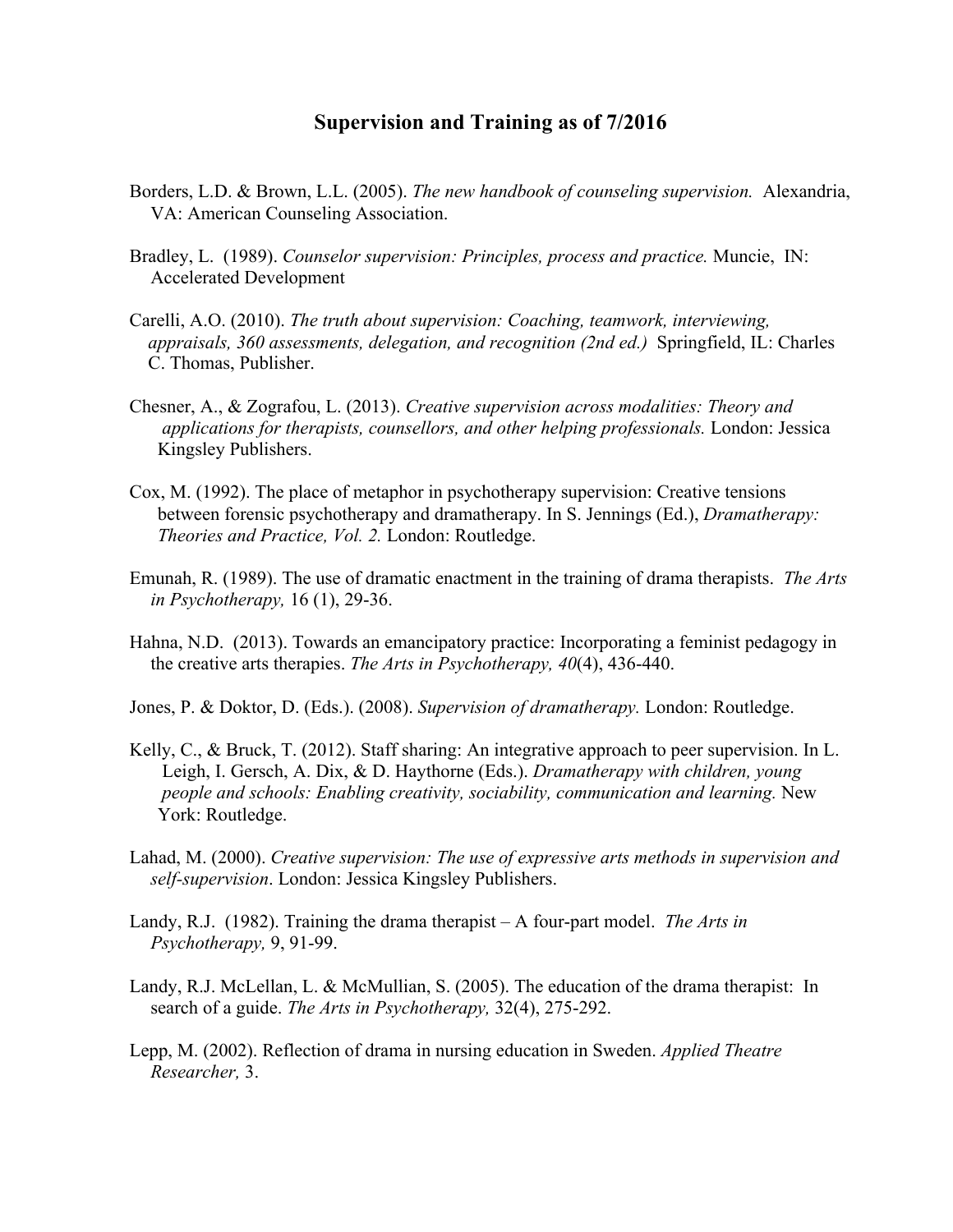## Supervision and Training as of 7/2016

Borders, L.D. & Brown, L.L. (2005). *The new handbook of counseling supervision.* Alexandria, VA: American Counseling Association.

Bradley, L. (1989). *Counselor supervision: Principles, process and practice.* Muncie, IN: Accelerated Development

Carelli, A.O. (2010). *The truth about supervision: Coaching, teamwork, interviewing, appraisals, 360 assessments, delegation, and recognition (2nd ed.)* Springfield, IL: Charles C. Thomas, Publisher.

Chesner, A., & Zografou, L. (2013). *Creative supervision across modalities: Theory and applications for therapists, counsellors, and other helping professionals.* London: Jessica Kingsley Publishers.

Cox, M. (1992). The place of metaphor in psychotherapy supervision: Creative tensions between forensic psychotherapy and dramatherapy. In S. Jennings (Ed.), *Dramatherapy: Theories and Practice, Vol. 2.* London: Routledge.

Emunah, R. (1989). The use of dramatic enactment in the training of drama therapists. *The Arts in Psychotherapy,* 16 (1), 29-36.

Hahna, N.D. (2013). Towards an emancipatory practice: Incorporating a feminist pedagogy in the creative arts therapies. *The Arts in Psychotherapy, 40*(4), 436-440.

Jones, P. & Doktor, D. (Eds.). (2008). *Supervision of dramatherapy.* London: Routledge.

Kelly, C., & Bruck, T. (2012). Staff sharing: An integrative approach to peer supervision. In L. Leigh, I. Gersch, A. Dix, & D. Haythorne (Eds.). *Dramatherapy with children, young people and schools: Enabling creativity, sociability, communication and learning.* New York: Routledge.

Lahad, M. (2000). *Creative supervision: The use of expressive arts methods in supervision and self-supervision*. London: Jessica Kingsley Publishers.

Landy, R.J. (1982). Training the drama therapist – A four-part model. *The Arts in Psychotherapy,* 9, 91-99.

Landy, R.J. McLellan, L. & McMullian, S. (2005). The education of the drama therapist: In search of a guide. *The Arts in Psychotherapy,* 32(4), 275-292.

Lepp, M. (2002). Reflection of drama in nursing education in Sweden. *Applied Theatre Researcher,* 3.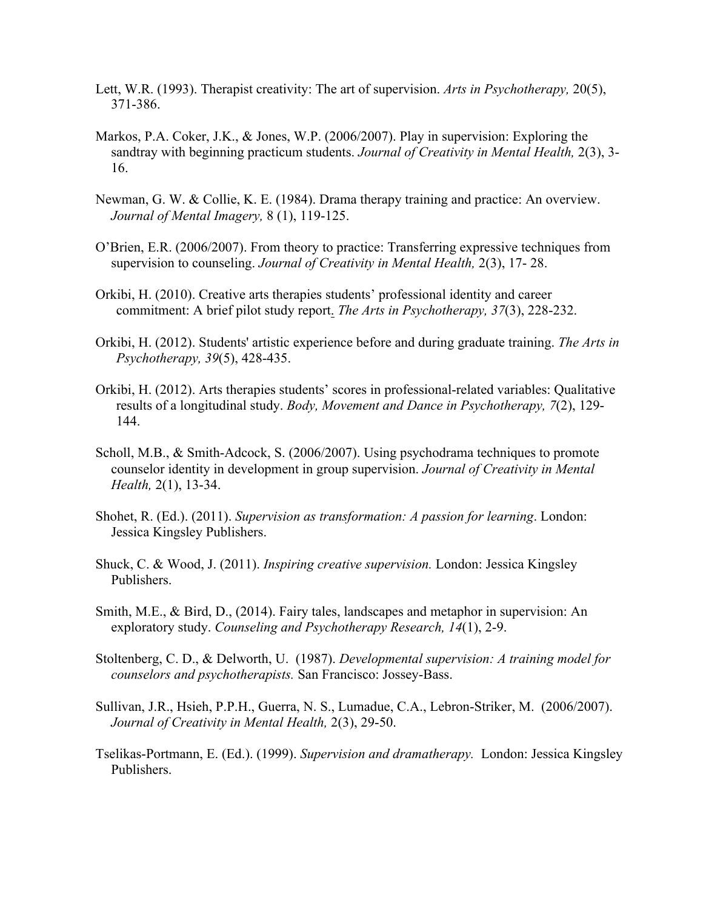Lett, W.R. (1993). Therapist creativity: The art of supervision. *Arts in Psychotherapy,* 20(5), 371-386.

Markos, P.A. Coker, J.K., & Jones, W.P. (2006/2007). Play in supervision: Exploring the sandtray with beginning practicum students. *Journal of Creativity in Mental Health,* 2(3), 3-16.

Newman, G. W. & Collie, K. E. (1984). Drama therapy training and practice: An overview. *Journal of Mental Imagery,* 8 (1), 119-125.

O'Brien, E.R. (2006/2007). From theory to practice: Transferring expressive techniques from supervision to counseling. *Journal of Creativity in Mental Health,* 2(3), 17- 28.

Orkibi, H. (2010). Creative arts therapies students' professional identity and career commitment: A brief pilot study report. *The Arts in Psychotherapy, 37*(3), 228-232.

Orkibi, H. (2012). Students' artistic experience before and during graduate training. *The Arts in Psychotherapy, 39*(5), 428-435.

Orkibi, H. (2012). Arts therapies students' scores in professional-related variables: Qualitative results of a longitudinal study. *Body, Movement and Dance in Psychotherapy, 7*(2), 129-144.

Scholl, M.B., & Smith-Adcock, S. (2006/2007). Using psychodrama techniques to promote counselor identity in development in group supervision. *Journal of Creativity in Mental Health,* 2(1), 13-34.

Shohet, R. (Ed.). (2011). *Supervision as transformation: A passion for learning*. London: Jessica Kingsley Publishers.

Shuck, C. & Wood, J. (2011). *Inspiring creative supervision.* London: Jessica Kingsley Publishers.

Smith, M.E., & Bird, D., (2014). Fairy tales, landscapes and metaphor in supervision: An exploratory study. *Counseling and Psychotherapy Research, 14*(1), 2-9.

Stoltenberg, C. D., & Delworth, U. (1987). *Developmental supervision: A training model for counselors and psychotherapists.* San Francisco: Jossey-Bass.

Sullivan, J.R., Hsieh, P.P.H., Guerra, N. S., Lumadue, C.A., Lebron-Striker, M. (2006/2007). *Journal of Creativity in Mental Health,* 2(3), 29-50.

Tselikas-Portmann, E. (Ed.). (1999). *Supervision and dramatherapy.* London: Jessica Kingsley Publishers.